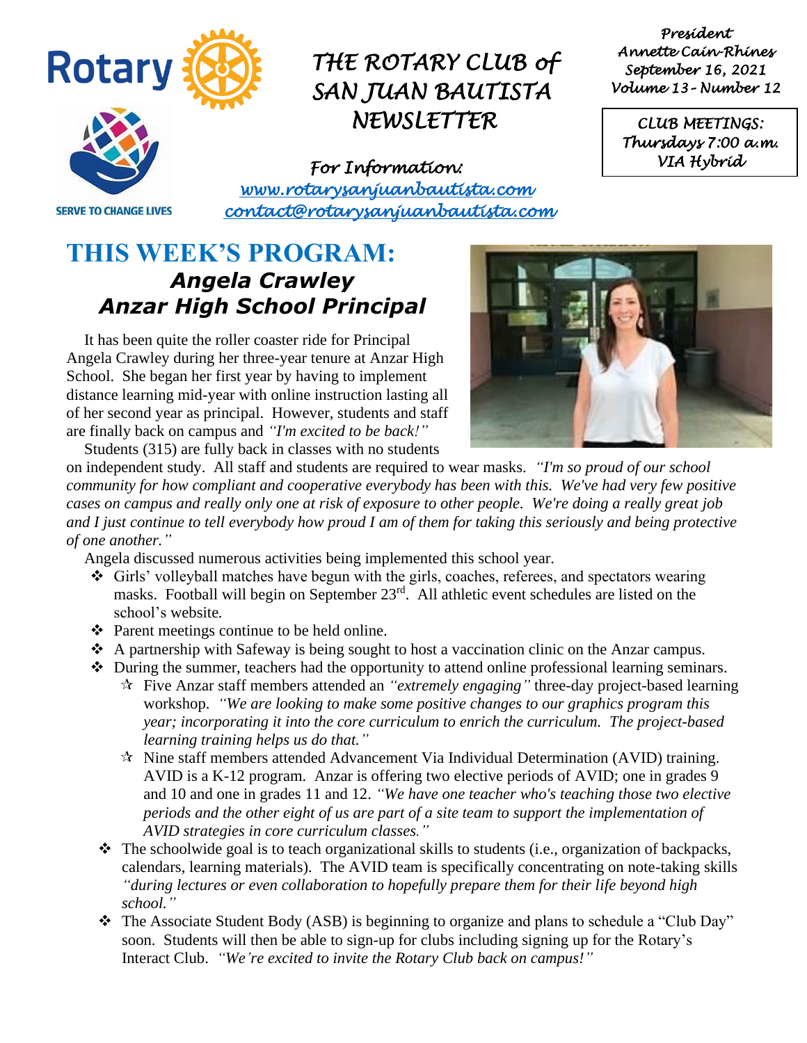# THE ROTARY CLUB of SAN JUAN BAUTISTA NEWSLETTER

*President*
*Annette Cain-Rhines*
*September 16, 2021*
*Volume 13 - Number 12*

**CLUB MEETINGS:**
**Thursdays 7:00 a.m.**
**VIA Hybrid**

SERVE TO CHANGE LIVES

*For Information:*
[www.rotarysanjuanbautista.com](http://www.rotarysanjuanbautista.com)
[contact@rotarysanjuanbautista.com](mailto:contact@rotarysanjuanbautista.com)

## THIS WEEK'S PROGRAM:

### *Angela Crawley*
### *Anzar High School Principal*

It has been quite the roller coaster ride for Principal Angela Crawley during her three-year tenure at Anzar High School. She began her first year by having to implement distance learning mid-year with online instruction lasting all of her second year as principal. However, students and staff are finally back on campus and *"I'm excited to be back!"*

Students (315) are fully back in classes with no students on independent study. All staff and students are required to wear masks. *"I'm so proud of our school community for how compliant and cooperative everybody has been with this. We've had very few positive cases on campus and really only one at risk of exposure to other people. We're doing a really great job and I just continue to tell everybody how proud I am of them for taking this seriously and being protective of one another."*

Angela discussed numerous activities being implemented this school year.

- Girls' volleyball matches have begun with the girls, coaches, referees, and spectators wearing masks. Football will begin on September 23rd. All athletic event schedules are listed on the school's website.
- Parent meetings continue to be held online.
- A partnership with Safeway is being sought to host a vaccination clinic on the Anzar campus.
- During the summer, teachers had the opportunity to attend online professional learning seminars.
  - Five Anzar staff members attended an *"extremely engaging"* three-day project-based learning workshop. *"We are looking to make some positive changes to our graphics program this year; incorporating it into the core curriculum to enrich the curriculum. The project-based learning training helps us do that."*
  - Nine staff members attended Advancement Via Individual Determination (AVID) training. AVID is a K-12 program. Anzar is offering two elective periods of AVID; one in grades 9 and 10 and one in grades 11 and 12. *"We have one teacher who's teaching those two elective periods and the other eight of us are part of a site team to support the implementation of AVID strategies in core curriculum classes."*
- The schoolwide goal is to teach organizational skills to students (i.e., organization of backpacks, calendars, learning materials). The AVID team is specifically concentrating on note-taking skills *"during lectures or even collaboration to hopefully prepare them for their life beyond high school."*
- The Associate Student Body (ASB) is beginning to organize and plans to schedule a "Club Day" soon. Students will then be able to sign-up for clubs including signing up for the Rotary's Interact Club. *"We're excited to invite the Rotary Club back on campus!"*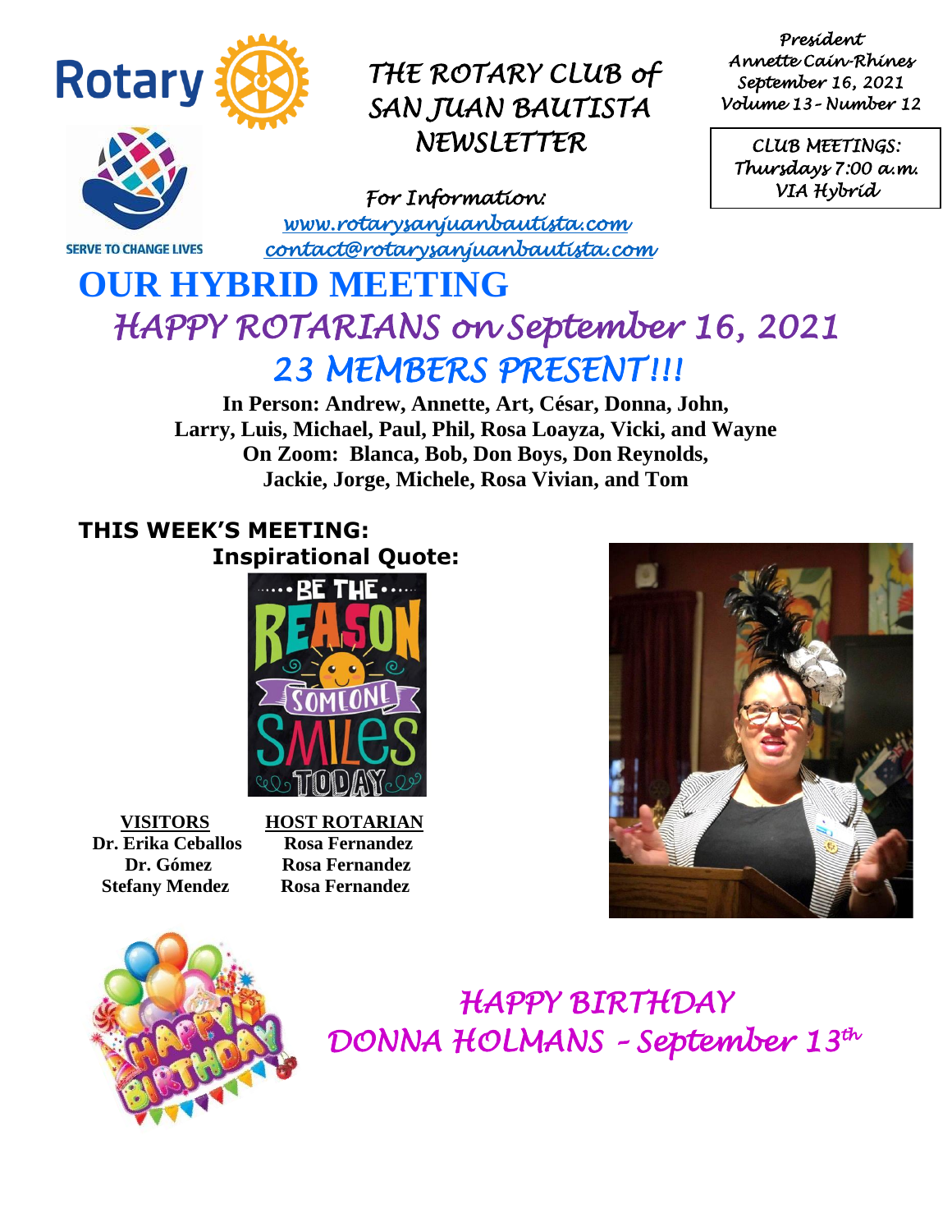Rotary

SERVE TO CHANGE LIVES

*THE ROTARY CLUB of SAN JUAN BAUTISTA NEWSLETTER*

*President*
*Annette Cain-Rhines*
*September 16, 2021*
*Volume 13 - Number 12*

*CLUB MEETINGS:*
*Thursdays 7:00 a.m.*
*VIA Hybrid*

*For Information:*
*www.rotarysanjuanbautista.com*
*contact@rotarysanjuanbautista.com*

# OUR HYBRID MEETING

## *HAPPY ROTARIANS on September 16, 2021*

## *23 MEMBERS PRESENT!!!*

**In Person: Andrew, Annette, Art, César, Donna, John, Larry, Luis, Michael, Paul, Phil, Rosa Loayza, Vicki, and Wayne**
**On Zoom: Blanca, Bob, Don Boys, Don Reynolds, Jackie, Jorge, Michele, Rosa Vivian, and Tom**

**THIS WEEK'S MEETING:**
**Inspirational Quote:**

BE THE REASON SOMEONE SMILES TODAY

| VISITORS | HOST ROTARIAN |
|---|---|
| Dr. Erika Ceballos | Rosa Fernandez |
| Dr. Gómez | Rosa Fernandez |
| Stefany Mendez | Rosa Fernandez |

## *HAPPY BIRTHDAY*
## *DONNA HOLMANS – September 13th*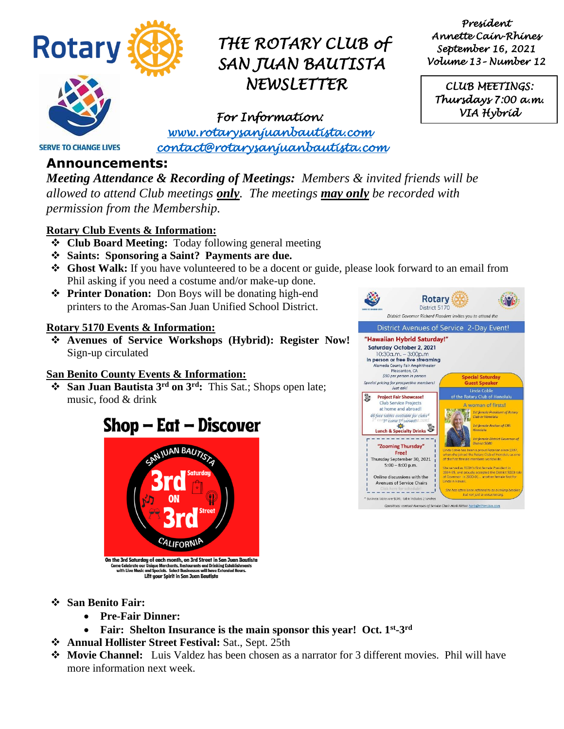# THE ROTARY CLUB of SAN JUAN BAUTISTA NEWSLETTER

President
Annette Cain-Rhines
September 16, 2021
Volume 13 - Number 12

CLUB MEETINGS:
Thursdays 7:00 a.m.
VIA Hybrid

SERVE TO CHANGE LIVES

For Information:
www.rotarysanjuanbautista.com
contact@rotarysanjuanbautista.com

## Announcements:

***Meeting Attendance & Recording of Meetings:*** *Members & invited friends will be allowed to attend Club meetings* ***only****. The meetings* ***may only*** *be recorded with permission from the Membership.*

### Rotary Club Events & Information:

- **Club Board Meeting:** Today following general meeting
- **Saints: Sponsoring a Saint? Payments are due.**
- **Ghost Walk:** If you have volunteered to be a docent or guide, please look forward to an email from Phil asking if you need a costume and/or make-up done.
- **Printer Donation:** Don Boys will be donating high-end printers to the Aromas-San Juan Unified School District.

### Rotary 5170 Events & Information:

- **Avenues of Service Workshops (Hybrid): Register Now!** Sign-up circulated

District Governor Richard Flanders invites you to attend the

District Avenues of Service 2-Day Event!

"Hawaiian Hybrid Saturday!"
Saturday October 2, 2021
10:30a.m. – 3:00p.m
In person or free live streaming
Alameda County Fair Amphitheater
Pleasanton, CA
$50 per person in person
Special pricing for prospective members! Just ask!

Special Saturday Guest Speaker
Linda Coble of the Rotary Club of Honolulu
A woman of firsts!
1st female President of Rotary Club of Honolulu
1st female Anchor of CBS Honolulu
1st female District Governor of District 5000

Project Fair Showcase!
Club Service Projects at home and abroad!
46 free tables available for clubs*
Lunch & Specialty Drinks

"Zooming Thursday"
Free!
Thursday September 30, 2021
5:00 – 8:00 p.m.
Online discussions with the Avenues of Service Chairs

### San Benito County Events & Information:

- **San Juan Bautista 3rd on 3rd:** This Sat.; Shops open late; music, food & drink

**Shop – Eat – Discover**

SAN JUAN BAUTISTA 3rd Saturday ON 3rd Street CALIFORNIA

On the 3rd Saturday of each month, on 3rd Street in San Juan Bautista
Come Celebrate our Unique Merchants, Restaurants and Drinking Establishments with Live Music and Specials. Select Businesses will have Extended Hours.
Lift your Spirit in San Juan Bautista

- **San Benito Fair:**
  - **Pre-Fair Dinner:**
  - **Fair: Shelton Insurance is the main sponsor this year! Oct. 1st-3rd**
- **Annual Hollister Street Festival:** Sat., Sept. 25th
- **Movie Channel:** Luis Valdez has been chosen as a narrator for 3 different movies. Phil will have more information next week.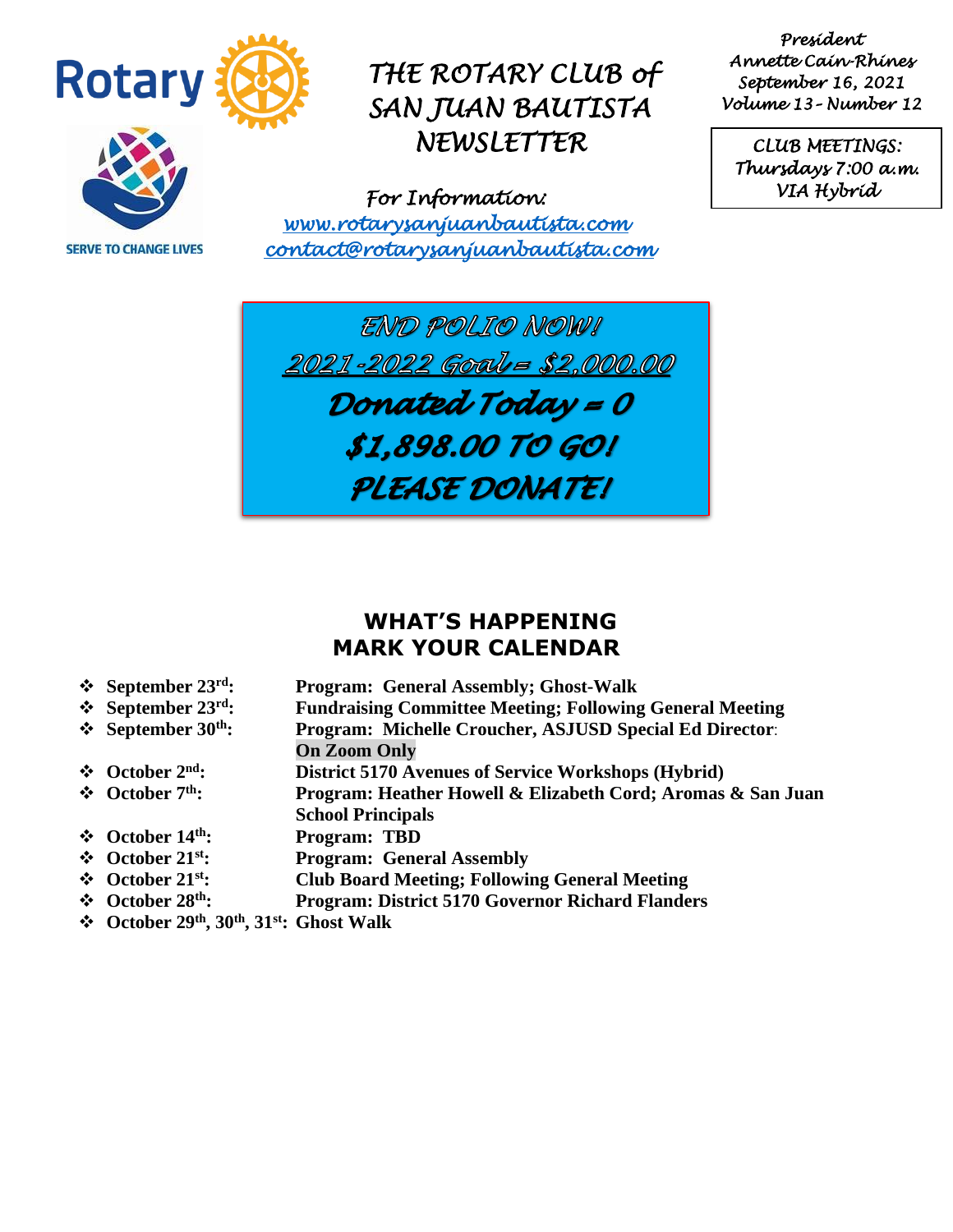# THE ROTARY CLUB of SAN JUAN BAUTISTA NEWSLETTER

SERVE TO CHANGE LIVES

*President*
*Annette Cain-Rhines*
*September 16, 2021*
*Volume 13 - Number 12*

*CLUB MEETINGS:*
*Thursdays 7:00 a.m.*
*VIA Hybrid*

*For Information:*
*www.rotarysanjuanbautista.com*
*contact@rotarysanjuanbautista.com*

***END POLIO NOW!***
***2021-2022 Goal = $2,000.00***
***Donated Today = 0***
***$1,898.00 TO GO!***
***PLEASE DONATE!***

## WHAT'S HAPPENING
## MARK YOUR CALENDAR

- **September 23rd:** **Program: General Assembly; Ghost-Walk**
- **September 23rd:** **Fundraising Committee Meeting; Following General Meeting**
- **September 30th:** **Program: Michelle Croucher, ASJUSD Special Ed Director: On Zoom Only**
- **October 2nd:** **District 5170 Avenues of Service Workshops (Hybrid)**
- **October 7th:** **Program: Heather Howell & Elizabeth Cord; Aromas & San Juan School Principals**
- **October 14th:** **Program: TBD**
- **October 21st:** **Program: General Assembly**
- **October 21st:** **Club Board Meeting; Following General Meeting**
- **October 28th:** **Program: District 5170 Governor Richard Flanders**
- **October 29th, 30th, 31st:** **Ghost Walk**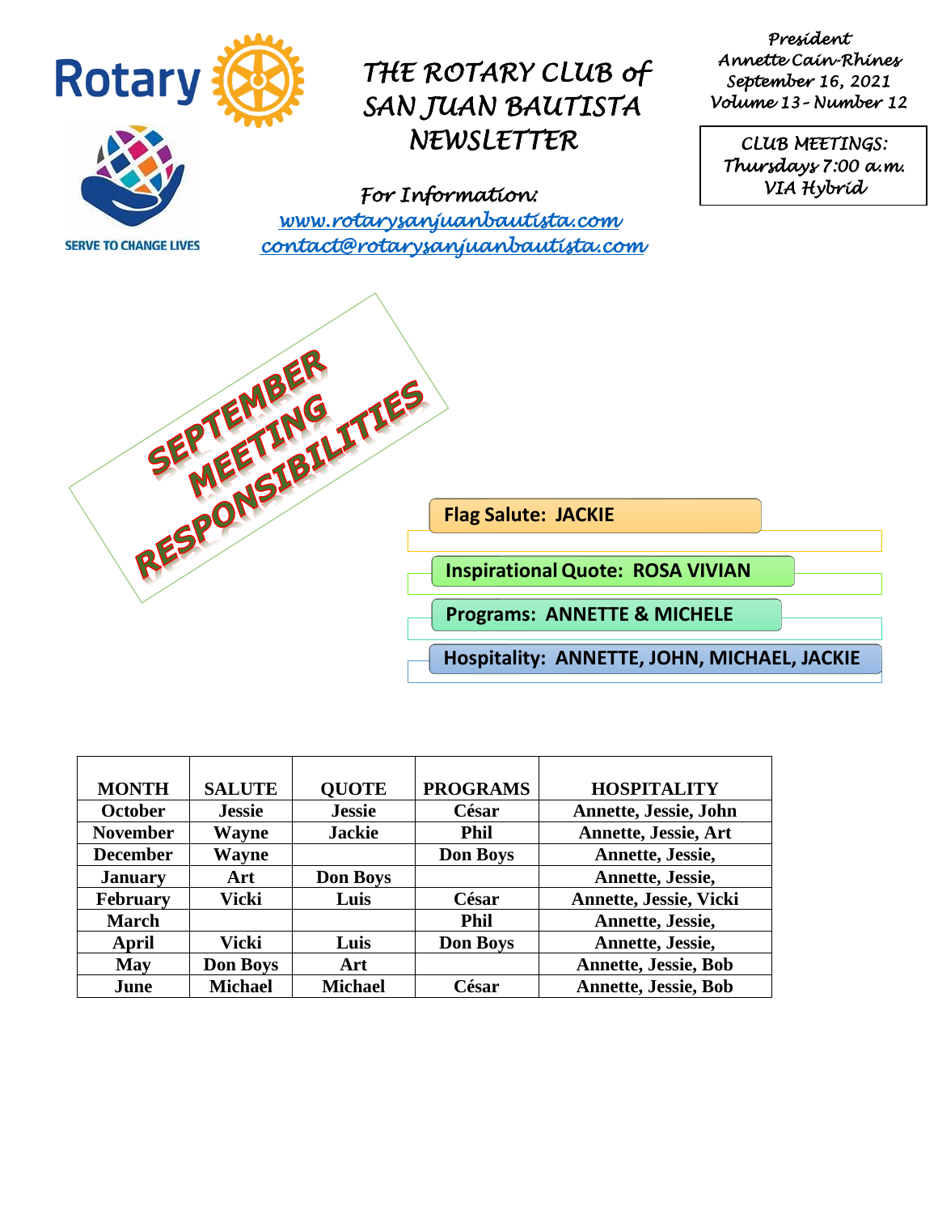# THE ROTARY CLUB of SAN JUAN BAUTISTA NEWSLETTER

*President*
*Annette Cain-Rhines*
*September 16, 2021*
*Volume 13 - Number 12*

*CLUB MEETINGS:*
*Thursdays 7:00 a.m.*
*VIA Hybrid*

SERVE TO CHANGE LIVES

*For Information:*
*www.rotarysanjuanbautista.com*
*contact@rotarysanjuanbautista.com*

## SEPTEMBER MEETING RESPONSIBILITIES

**Flag Salute: JACKIE**

**Inspirational Quote: ROSA VIVIAN**

**Programs: ANNETTE & MICHELE**

**Hospitality: ANNETTE, JOHN, MICHAEL, JACKIE**

| MONTH | SALUTE | QUOTE | PROGRAMS | HOSPITALITY |
|---|---|---|---|---|
| October | Jessie | Jessie | César | Annette, Jessie, John |
| November | Wayne | Jackie | Phil | Annette, Jessie, Art |
| December | Wayne | | Don Boys | Annette, Jessie, |
| January | Art | Don Boys | | Annette, Jessie, |
| February | Vicki | Luis | César | Annette, Jessie, Vicki |
| March | | | Phil | Annette, Jessie, |
| April | Vicki | Luis | Don Boys | Annette, Jessie, |
| May | Don Boys | Art | | Annette, Jessie, Bob |
| June | Michael | Michael | César | Annette, Jessie, Bob |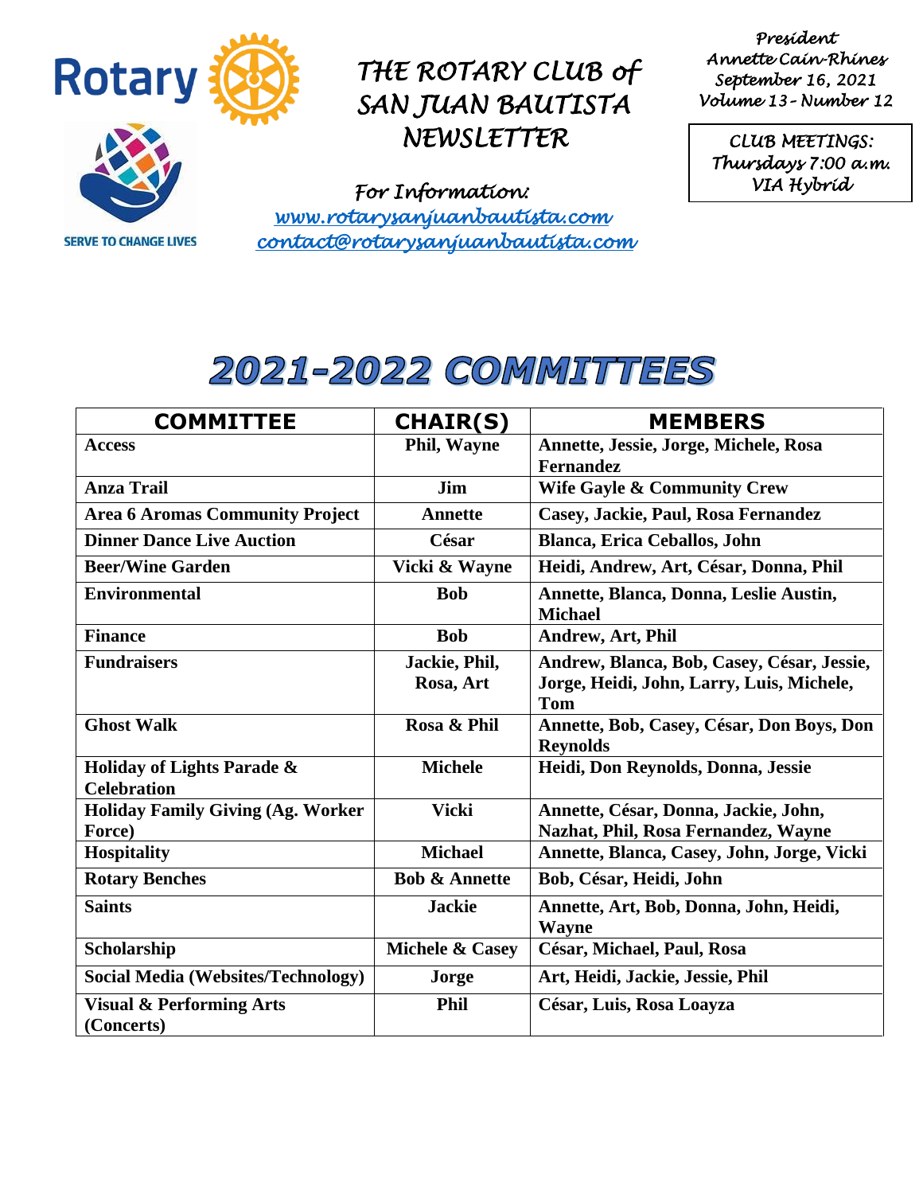# THE ROTARY CLUB of SAN JUAN BAUTISTA NEWSLETTER

*President*
*Annette Cain-Rhines*
*September 16, 2021*
*Volume 13 - Number 12*

CLUB MEETINGS:
Thursdays 7:00 a.m.
VIA Hybrid

SERVE TO CHANGE LIVES

For Information:
www.rotarysanjuanbautista.com
contact@rotarysanjuanbautista.com

## 2021-2022 COMMITTEES

| COMMITTEE | CHAIR(S) | MEMBERS |
|---|---|---|
| **Access** | **Phil, Wayne** | **Annette, Jessie, Jorge, Michele, Rosa Fernandez** |
| **Anza Trail** | **Jim** | **Wife Gayle & Community Crew** |
| **Area 6 Aromas Community Project** | **Annette** | **Casey, Jackie, Paul, Rosa Fernandez** |
| **Dinner Dance Live Auction** | **César** | **Blanca, Erica Ceballos, John** |
| **Beer/Wine Garden** | **Vicki & Wayne** | **Heidi, Andrew, Art, César, Donna, Phil** |
| **Environmental** | **Bob** | **Annette, Blanca, Donna, Leslie Austin, Michael** |
| **Finance** | **Bob** | **Andrew, Art, Phil** |
| **Fundraisers** | **Jackie, Phil, Rosa, Art** | **Andrew, Blanca, Bob, Casey, César, Jessie, Jorge, Heidi, John, Larry, Luis, Michele, Tom** |
| **Ghost Walk** | **Rosa & Phil** | **Annette, Bob, Casey, César, Don Boys, Don Reynolds** |
| **Holiday of Lights Parade & Celebration** | **Michele** | **Heidi, Don Reynolds, Donna, Jessie** |
| **Holiday Family Giving (Ag. Worker Force)** | **Vicki** | **Annette, César, Donna, Jackie, John, Nazhat, Phil, Rosa Fernandez, Wayne** |
| **Hospitality** | **Michael** | **Annette, Blanca, Casey, John, Jorge, Vicki** |
| **Rotary Benches** | **Bob & Annette** | **Bob, César, Heidi, John** |
| **Saints** | **Jackie** | **Annette, Art, Bob, Donna, John, Heidi, Wayne** |
| **Scholarship** | **Michele & Casey** | **César, Michael, Paul, Rosa** |
| **Social Media (Websites/Technology)** | **Jorge** | **Art, Heidi, Jackie, Jessie, Phil** |
| **Visual & Performing Arts (Concerts)** | **Phil** | **César, Luis, Rosa Loayza** |